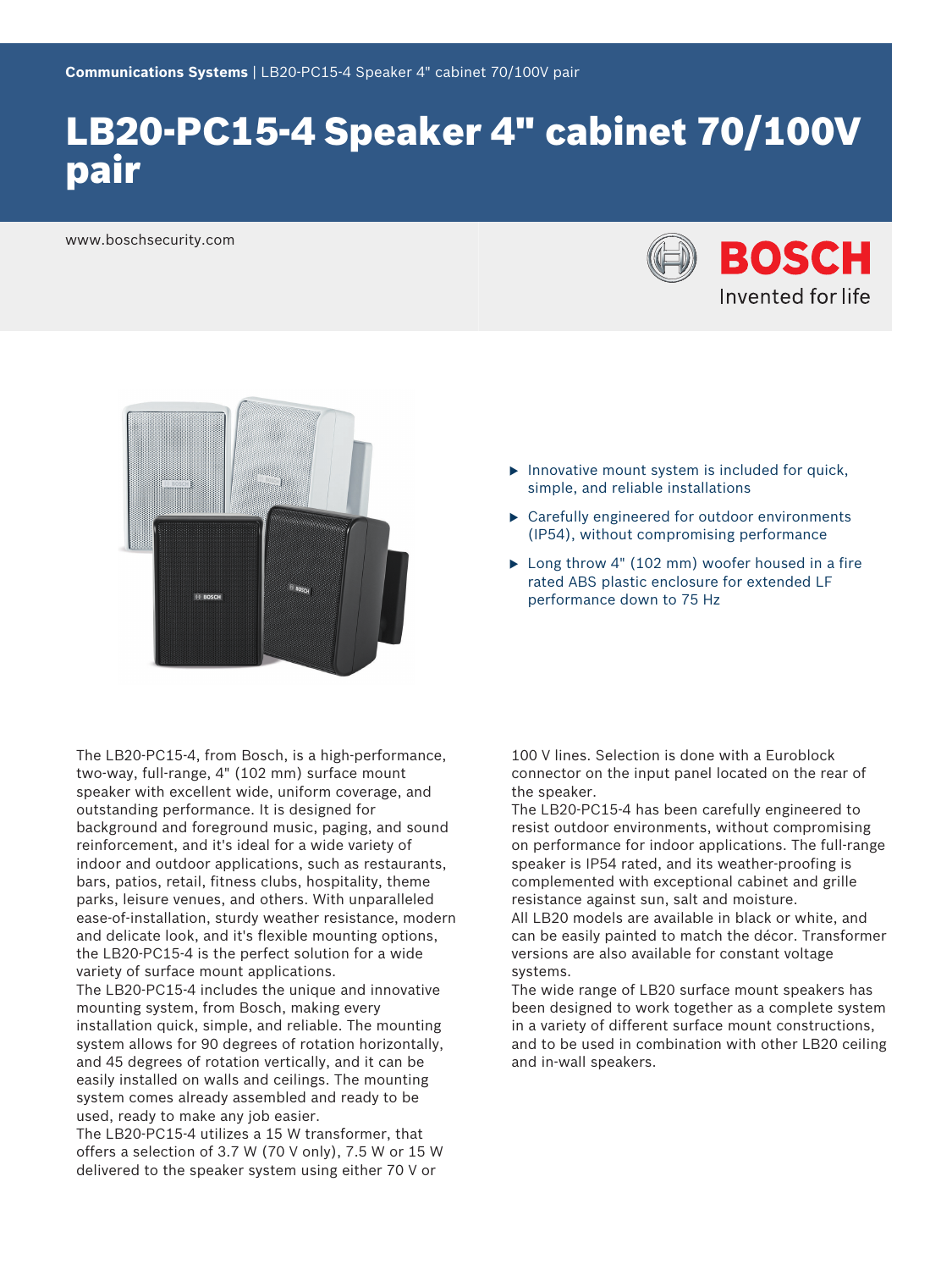Communications Systems | LB20-PC15-4 Speaker 4" cabinet 70/100V pair

# LB20-PC15-4 Speaker 4" cabinet 70/100V pair

www.boschsecurity.com

- Innovative mount system is included for quick, simple, and reliable installations
- Carefully engineered for outdoor environments (IP54), without compromising performance
- Long throw 4" (102 mm) woofer housed in a fire rated ABS plastic enclosure for extended LF performance down to 75 Hz

The LB20-PC15-4, from Bosch, is a high-performance, two-way, full-range, 4" (102 mm) surface mount speaker with excellent wide, uniform coverage, and outstanding performance. It is designed for background and foreground music, paging, and sound reinforcement, and it's ideal for a wide variety of indoor and outdoor applications, such as restaurants, bars, patios, retail, fitness clubs, hospitality, theme parks, leisure venues, and others. With unparalleled ease-of-installation, sturdy weather resistance, modern and delicate look, and it's flexible mounting options, the LB20-PC15-4 is the perfect solution for a wide variety of surface mount applications.

The LB20-PC15-4 includes the unique and innovative mounting system, from Bosch, making every installation quick, simple, and reliable. The mounting system allows for 90 degrees of rotation horizontally, and 45 degrees of rotation vertically, and it can be easily installed on walls and ceilings. The mounting system comes already assembled and ready to be used, ready to make any job easier.

The LB20-PC15-4 utilizes a 15 W transformer, that offers a selection of 3.7 W (70 V only), 7.5 W or 15 W delivered to the speaker system using either 70 V or 100 V lines. Selection is done with a Euroblock connector on the input panel located on the rear of the speaker.

The LB20-PC15-4 has been carefully engineered to resist outdoor environments, without compromising on performance for indoor applications. The full-range speaker is IP54 rated, and its weather-proofing is complemented with exceptional cabinet and grille resistance against sun, salt and moisture.

All LB20 models are available in black or white, and can be easily painted to match the décor. Transformer versions are also available for constant voltage systems.

The wide range of LB20 surface mount speakers has been designed to work together as a complete system in a variety of different surface mount constructions, and to be used in combination with other LB20 ceiling and in-wall speakers.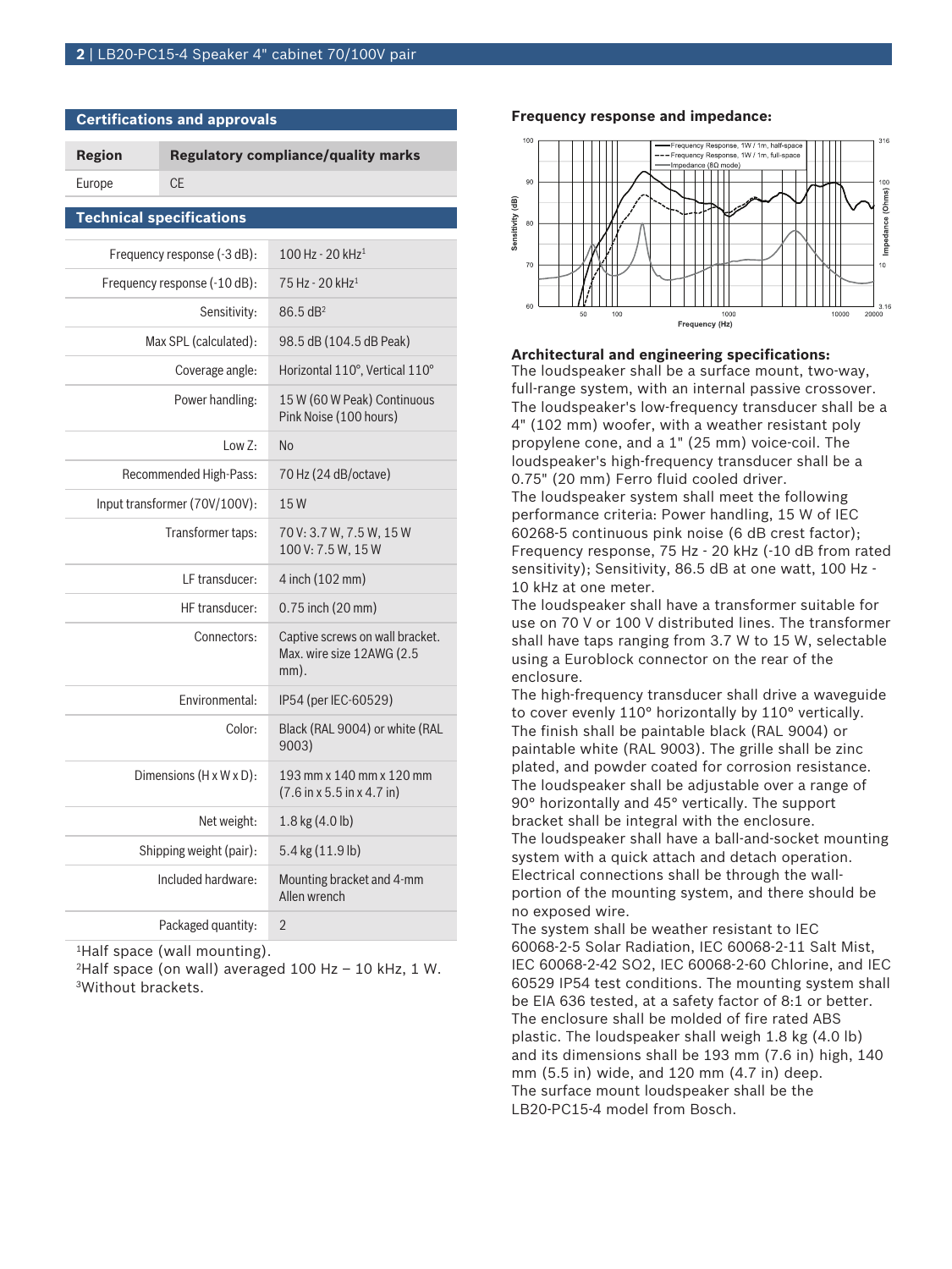## Certifications and approvals

| Region | Regulatory compliance/quality marks |
|---|---|
| Europe | CE |

## Technical specifications

| | |
|---|---|
| Frequency response (-3 dB): | 100 Hz - 20 kHz[1] |
| Frequency response (-10 dB): | 75 Hz - 20 kHz[1] |
| Sensitivity: | 86.5 dB[2] |
| Max SPL (calculated): | 98.5 dB (104.5 dB Peak) |
| Coverage angle: | Horizontal 110°, Vertical 110° |
| Power handling: | 15 W (60 W Peak) Continuous Pink Noise (100 hours) |
| Low Z: | No |
| Recommended High-Pass: | 70 Hz (24 dB/octave) |
| Input transformer (70V/100V): | 15 W |
| Transformer taps: | 70 V: 3.7 W, 7.5 W, 15 W<br>100 V: 7.5 W, 15 W |
| LF transducer: | 4 inch (102 mm) |
| HF transducer: | 0.75 inch (20 mm) |
| Connectors: | Captive screws on wall bracket. Max. wire size 12AWG (2.5 mm). |
| Environmental: | IP54 (per IEC-60529) |
| Color: | Black (RAL 9004) or white (RAL 9003) |
| Dimensions (H x W x D): | 193 mm x 140 mm x 120 mm (7.6 in x 5.5 in x 4.7 in) |
| Net weight: | 1.8 kg (4.0 lb) |
| Shipping weight (pair): | 5.4 kg (11.9 lb) |
| Included hardware: | Mounting bracket and 4-mm Allen wrench |
| Packaged quantity: | 2 |

[1]Half space (wall mounting).
[2]Half space (on wall) averaged 100 Hz – 10 kHz, 1 W.
[3]Without brackets.

## Frequency response and impedance:

## Architectural and engineering specifications:

The loudspeaker shall be a surface mount, two-way, full-range system, with an internal passive crossover. The loudspeaker's low-frequency transducer shall be a 4" (102 mm) woofer, with a weather resistant poly propylene cone, and a 1" (25 mm) voice-coil. The loudspeaker's high-frequency transducer shall be a 0.75" (20 mm) Ferro fluid cooled driver.
The loudspeaker system shall meet the following performance criteria: Power handling, 15 W of IEC 60268-5 continuous pink noise (6 dB crest factor); Frequency response, 75 Hz - 20 kHz (-10 dB from rated sensitivity); Sensitivity, 86.5 dB at one watt, 100 Hz - 10 kHz at one meter.
The loudspeaker shall have a transformer suitable for use on 70 V or 100 V distributed lines. The transformer shall have taps ranging from 3.7 W to 15 W, selectable using a Euroblock connector on the rear of the enclosure.
The high-frequency transducer shall drive a waveguide to cover evenly 110° horizontally by 110° vertically.
The finish shall be paintable black (RAL 9004) or paintable white (RAL 9003). The grille shall be zinc plated, and powder coated for corrosion resistance.
The loudspeaker shall be adjustable over a range of 90° horizontally and 45° vertically. The support bracket shall be integral with the enclosure.
The loudspeaker shall have a ball-and-socket mounting system with a quick attach and detach operation.
Electrical connections shall be through the wall-portion of the mounting system, and there should be no exposed wire.
The system shall be weather resistant to IEC 60068-2-5 Solar Radiation, IEC 60068-2-11 Salt Mist, IEC 60068-2-42 SO2, IEC 60068-2-60 Chlorine, and IEC 60529 IP54 test conditions. The mounting system shall be EIA 636 tested, at a safety factor of 8:1 or better.
The enclosure shall be molded of fire rated ABS plastic. The loudspeaker shall weigh 1.8 kg (4.0 lb) and its dimensions shall be 193 mm (7.6 in) high, 140 mm (5.5 in) wide, and 120 mm (4.7 in) deep.
The surface mount loudspeaker shall be the LB20-PC15-4 model from Bosch.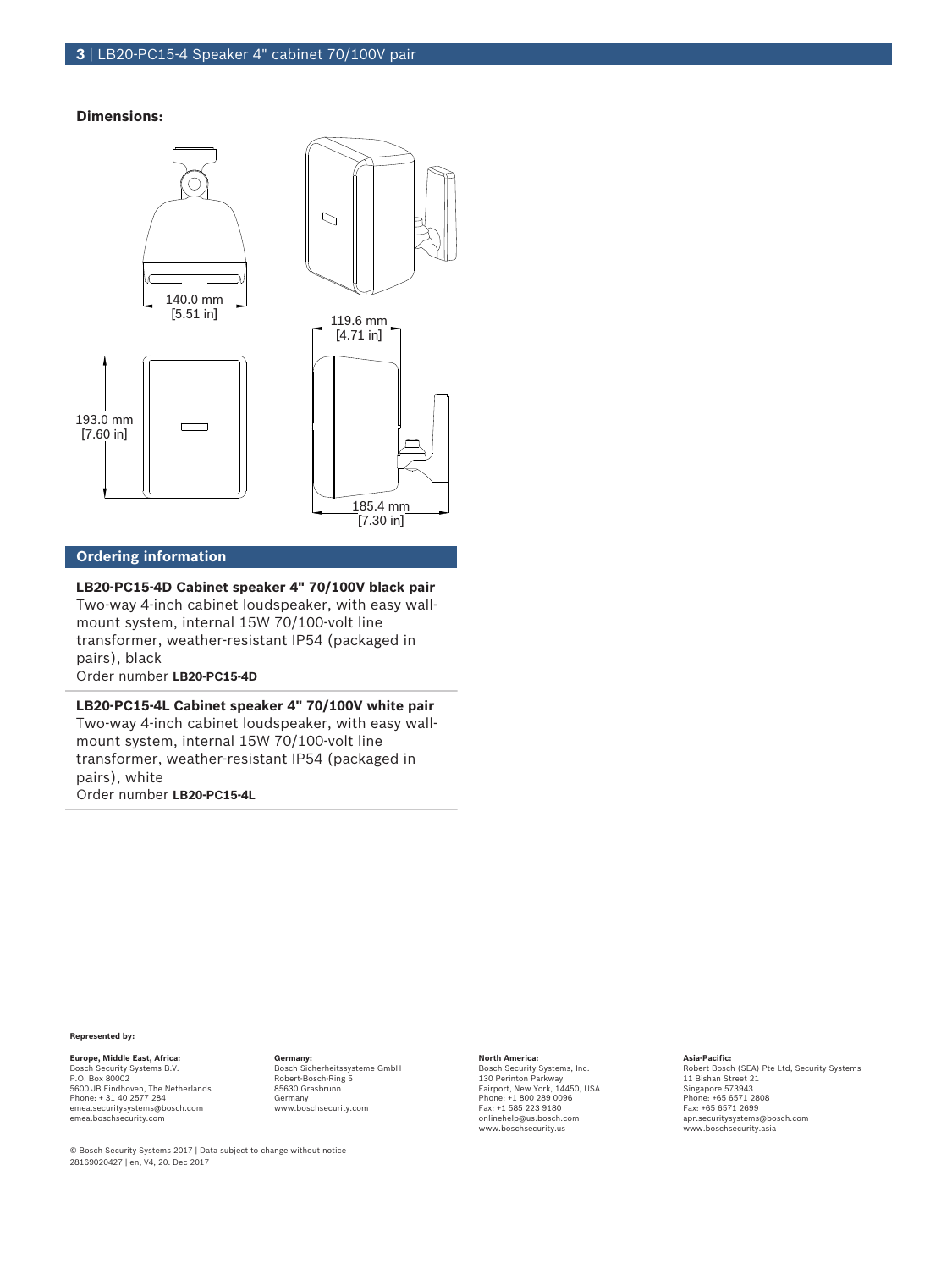**Dimensions:**

140.0 mm
[5.51 in]

119.6 mm
[4.71 in]

193.0 mm
[7.60 in]

185.4 mm
[7.30 in]

## Ordering information

**LB20-PC15-4D Cabinet speaker 4" 70/100V black pair**
Two-way 4-inch cabinet loudspeaker, with easy wall-mount system, internal 15W 70/100-volt line transformer, weather-resistant IP54 (packaged in pairs), black
Order number **LB20-PC15-4D**

**LB20-PC15-4L Cabinet speaker 4" 70/100V white pair**
Two-way 4-inch cabinet loudspeaker, with easy wall-mount system, internal 15W 70/100-volt line transformer, weather-resistant IP54 (packaged in pairs), white
Order number **LB20-PC15-4L**

**Represented by:**

**Europe, Middle East, Africa:**
Bosch Security Systems B.V.
P.O. Box 80002
5600 JB Eindhoven, The Netherlands
Phone: + 31 40 2577 284
emea.securitysystems@bosch.com
emea.boschsecurity.com

**Germany:**
Bosch Sicherheitssysteme GmbH
Robert-Bosch-Ring 5
85630 Grasbrunn
Germany
www.boschsecurity.com

**North America:**
Bosch Security Systems, Inc.
130 Perinton Parkway
Fairport, New York, 14450, USA
Phone: +1 800 289 0096
Fax: +1 585 223 9180
onlinehelp@us.bosch.com
www.boschsecurity.us

**Asia-Pacific:**
Robert Bosch (SEA) Pte Ltd, Security Systems
11 Bishan Street 21
Singapore 573943
Phone: +65 6571 2808
Fax: +65 6571 2699
apr.securitysystems@bosch.com
www.boschsecurity.asia

© Bosch Security Systems 2017 | Data subject to change without notice
28169020427 | en, V4, 20. Dec 2017